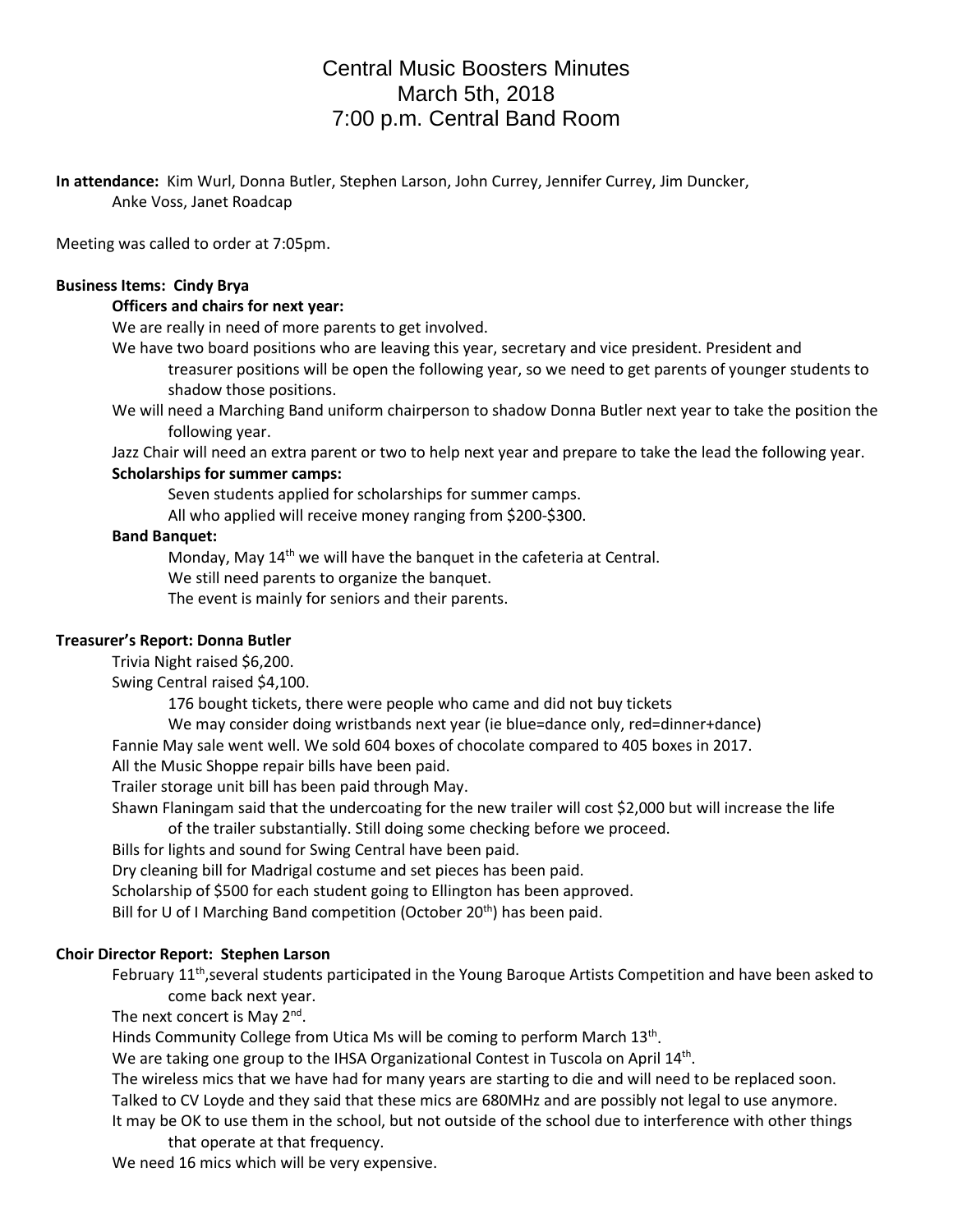# Central Music Boosters Minutes
## March 5th, 2018
## 7:00 p.m. Central Band Room

**In attendance:** Kim Wurl, Donna Butler, Stephen Larson, John Currey, Jennifer Currey, Jim Duncker, Anke Voss, Janet Roadcap

Meeting was called to order at 7:05pm.

**Business Items: Cindy Brya**

**Officers and chairs for next year:**

We are really in need of more parents to get involved.

We have two board positions who are leaving this year, secretary and vice president. President and treasurer positions will be open the following year, so we need to get parents of younger students to shadow those positions.

We will need a Marching Band uniform chairperson to shadow Donna Butler next year to take the position the following year.

Jazz Chair will need an extra parent or two to help next year and prepare to take the lead the following year.

**Scholarships for summer camps:**

Seven students applied for scholarships for summer camps.

All who applied will receive money ranging from $200-$300.

**Band Banquet:**

Monday, May 14th we will have the banquet in the cafeteria at Central.

We still need parents to organize the banquet.

The event is mainly for seniors and their parents.

**Treasurer's Report: Donna Butler**

Trivia Night raised $6,200.

Swing Central raised $4,100.

176 bought tickets, there were people who came and did not buy tickets

We may consider doing wristbands next year (ie blue=dance only, red=dinner+dance)

Fannie May sale went well. We sold 604 boxes of chocolate compared to 405 boxes in 2017.

All the Music Shoppe repair bills have been paid.

Trailer storage unit bill has been paid through May.

Shawn Flaningam said that the undercoating for the new trailer will cost $2,000 but will increase the life of the trailer substantially. Still doing some checking before we proceed.

Bills for lights and sound for Swing Central have been paid.

Dry cleaning bill for Madrigal costume and set pieces has been paid.

Scholarship of $500 for each student going to Ellington has been approved.

Bill for U of I Marching Band competition (October 20th) has been paid.

**Choir Director Report: Stephen Larson**

February 11th,several students participated in the Young Baroque Artists Competition and have been asked to come back next year.

The next concert is May 2nd.

Hinds Community College from Utica Ms will be coming to perform March 13th.

We are taking one group to the IHSA Organizational Contest in Tuscola on April 14th.

The wireless mics that we have had for many years are starting to die and will need to be replaced soon.

Talked to CV Loyde and they said that these mics are 680MHz and are possibly not legal to use anymore.

It may be OK to use them in the school, but not outside of the school due to interference with other things that operate at that frequency.

We need 16 mics which will be very expensive.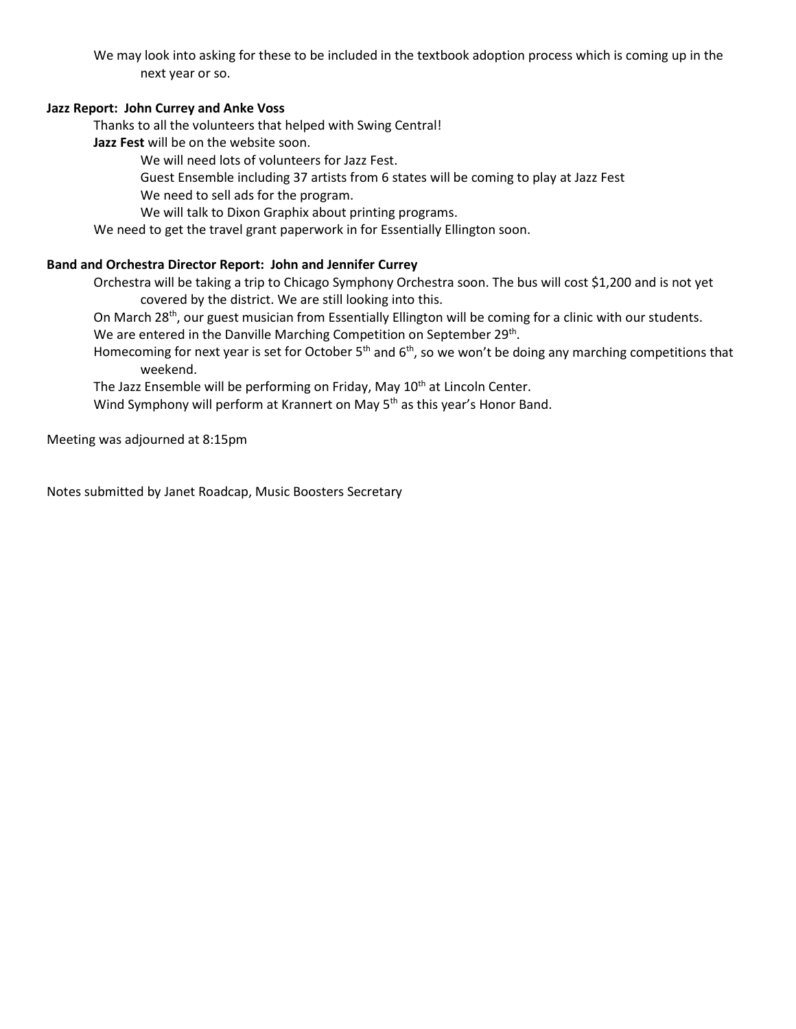We may look into asking for these to be included in the textbook adoption process which is coming up in the next year or so.

**Jazz Report: John Currey and Anke Voss**

Thanks to all the volunteers that helped with Swing Central!

**Jazz Fest** will be on the website soon.

- We will need lots of volunteers for Jazz Fest.
- Guest Ensemble including 37 artists from 6 states will be coming to play at Jazz Fest
- We need to sell ads for the program.
- We will talk to Dixon Graphix about printing programs.

We need to get the travel grant paperwork in for Essentially Ellington soon.

**Band and Orchestra Director Report: John and Jennifer Currey**

Orchestra will be taking a trip to Chicago Symphony Orchestra soon. The bus will cost $1,200 and is not yet covered by the district. We are still looking into this.

On March 28th, our guest musician from Essentially Ellington will be coming for a clinic with our students.

We are entered in the Danville Marching Competition on September 29th.

Homecoming for next year is set for October 5th and 6th, so we won't be doing any marching competitions that weekend.

The Jazz Ensemble will be performing on Friday, May 10th at Lincoln Center.

Wind Symphony will perform at Krannert on May 5th as this year's Honor Band.

Meeting was adjourned at 8:15pm

Notes submitted by Janet Roadcap, Music Boosters Secretary